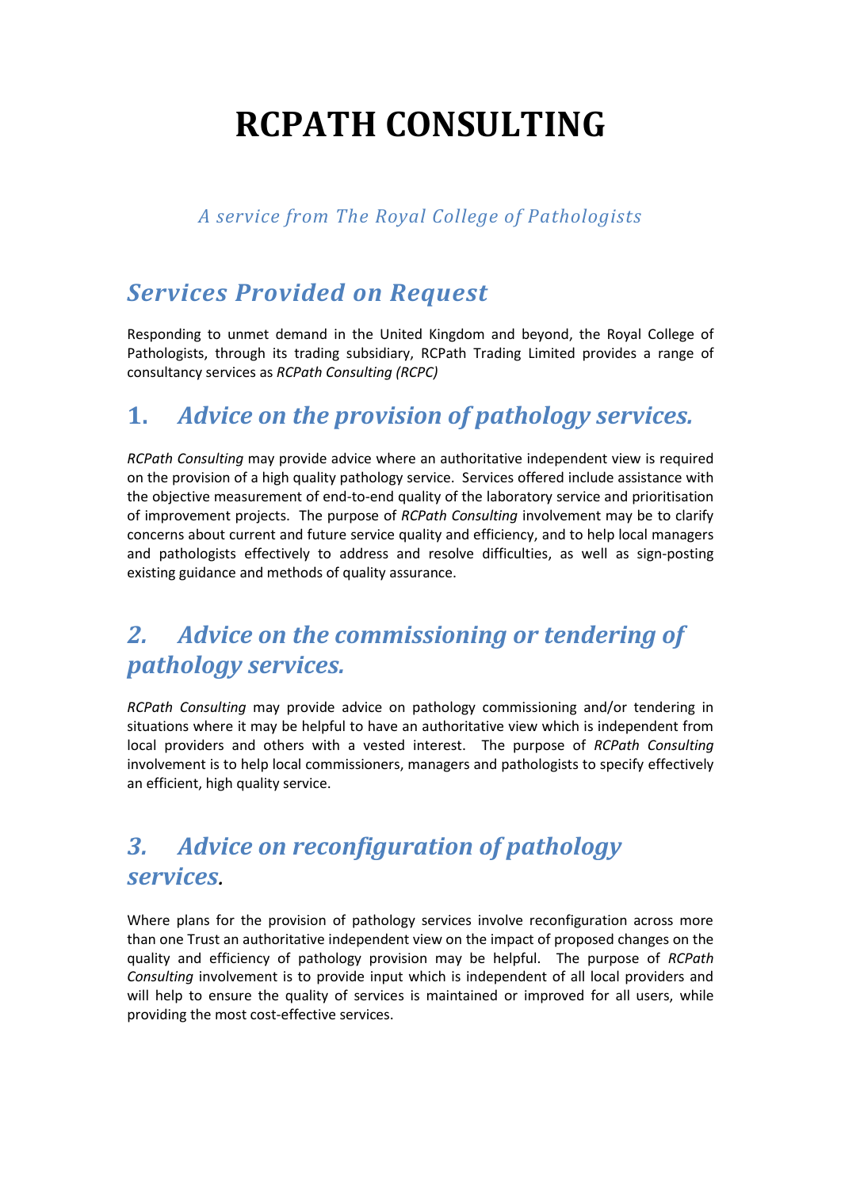# RCPATH CONSULTING

*A service from The Royal College of Pathologists*

## *Services Provided on Request*

Responding to unmet demand in the United Kingdom and beyond, the Royal College of Pathologists, through its trading subsidiary, RCPath Trading Limited provides a range of consultancy services as *RCPath Consulting (RCPC)*

## 1. *Advice on the provision of pathology services.*

*RCPath Consulting* may provide advice where an authoritative independent view is required on the provision of a high quality pathology service. Services offered include assistance with the objective measurement of end-to-end quality of the laboratory service and prioritisation of improvement projects. The purpose of *RCPath Consulting* involvement may be to clarify concerns about current and future service quality and efficiency, and to help local managers and pathologists effectively to address and resolve difficulties, as well as sign-posting existing guidance and methods of quality assurance.

## *2. Advice on the commissioning or tendering of pathology services.*

*RCPath Consulting* may provide advice on pathology commissioning and/or tendering in situations where it may be helpful to have an authoritative view which is independent from local providers and others with a vested interest. The purpose of *RCPath Consulting* involvement is to help local commissioners, managers and pathologists to specify effectively an efficient, high quality service.

## *3. Advice on reconfiguration of pathology services.*

Where plans for the provision of pathology services involve reconfiguration across more than one Trust an authoritative independent view on the impact of proposed changes on the quality and efficiency of pathology provision may be helpful. The purpose of *RCPath Consulting* involvement is to provide input which is independent of all local providers and will help to ensure the quality of services is maintained or improved for all users, while providing the most cost-effective services.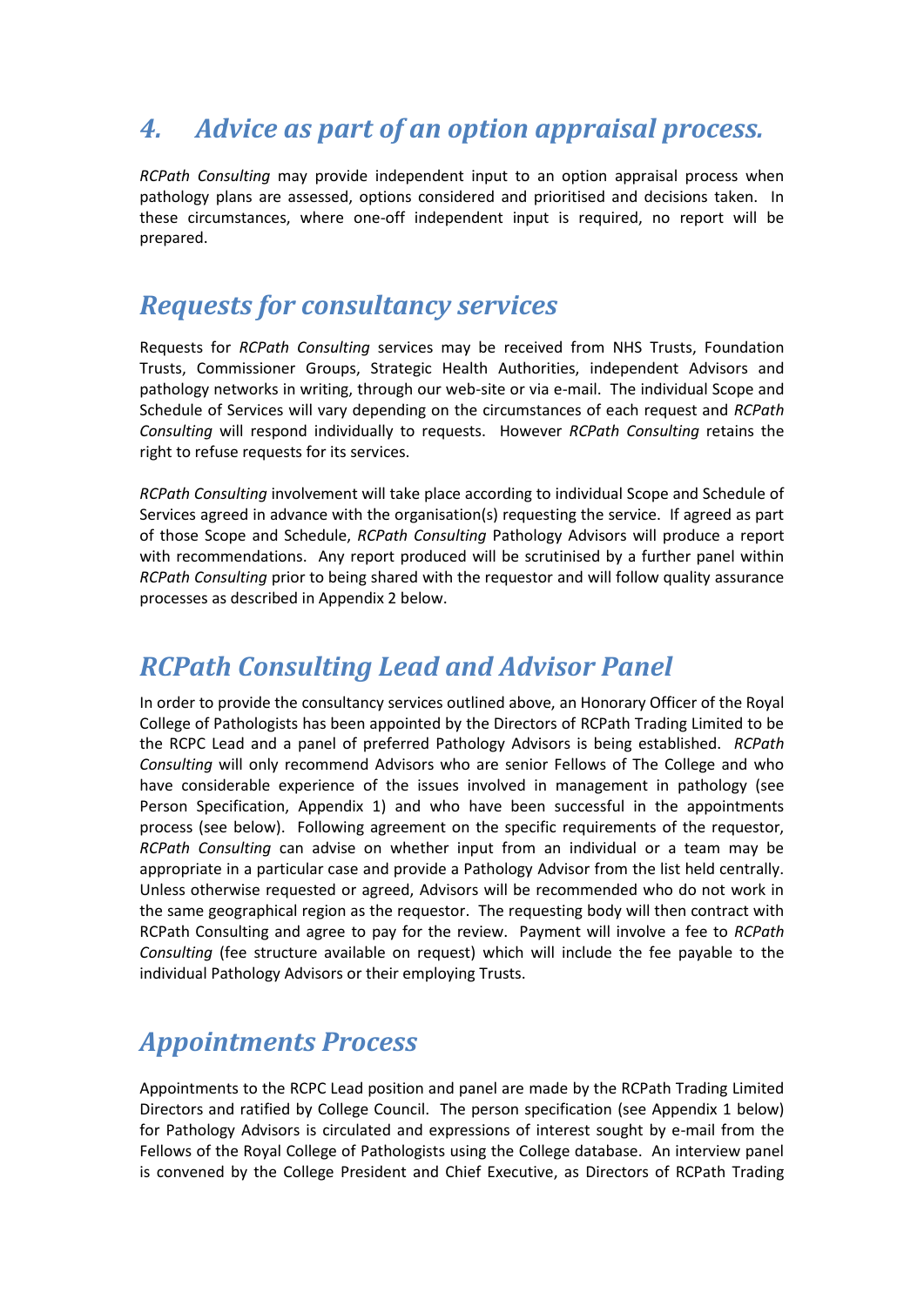## *4. Advice as part of an option appraisal process.*

*RCPath Consulting* may provide independent input to an option appraisal process when pathology plans are assessed, options considered and prioritised and decisions taken. In these circumstances, where one-off independent input is required, no report will be prepared.

## *Requests for consultancy services*

Requests for *RCPath Consulting* services may be received from NHS Trusts, Foundation Trusts, Commissioner Groups, Strategic Health Authorities, independent Advisors and pathology networks in writing, through our web-site or via e-mail. The individual Scope and Schedule of Services will vary depending on the circumstances of each request and *RCPath Consulting* will respond individually to requests. However *RCPath Consulting* retains the right to refuse requests for its services.

*RCPath Consulting* involvement will take place according to individual Scope and Schedule of Services agreed in advance with the organisation(s) requesting the service. If agreed as part of those Scope and Schedule, *RCPath Consulting* Pathology Advisors will produce a report with recommendations. Any report produced will be scrutinised by a further panel within *RCPath Consulting* prior to being shared with the requestor and will follow quality assurance processes as described in Appendix 2 below.

## *RCPath Consulting Lead and Advisor Panel*

In order to provide the consultancy services outlined above, an Honorary Officer of the Royal College of Pathologists has been appointed by the Directors of RCPath Trading Limited to be the RCPC Lead and a panel of preferred Pathology Advisors is being established. *RCPath Consulting* will only recommend Advisors who are senior Fellows of The College and who have considerable experience of the issues involved in management in pathology (see Person Specification, Appendix 1) and who have been successful in the appointments process (see below). Following agreement on the specific requirements of the requestor, *RCPath Consulting* can advise on whether input from an individual or a team may be appropriate in a particular case and provide a Pathology Advisor from the list held centrally. Unless otherwise requested or agreed, Advisors will be recommended who do not work in the same geographical region as the requestor. The requesting body will then contract with RCPath Consulting and agree to pay for the review. Payment will involve a fee to *RCPath Consulting* (fee structure available on request) which will include the fee payable to the individual Pathology Advisors or their employing Trusts.

## *Appointments Process*

Appointments to the RCPC Lead position and panel are made by the RCPath Trading Limited Directors and ratified by College Council. The person specification (see Appendix 1 below) for Pathology Advisors is circulated and expressions of interest sought by e-mail from the Fellows of the Royal College of Pathologists using the College database. An interview panel is convened by the College President and Chief Executive, as Directors of RCPath Trading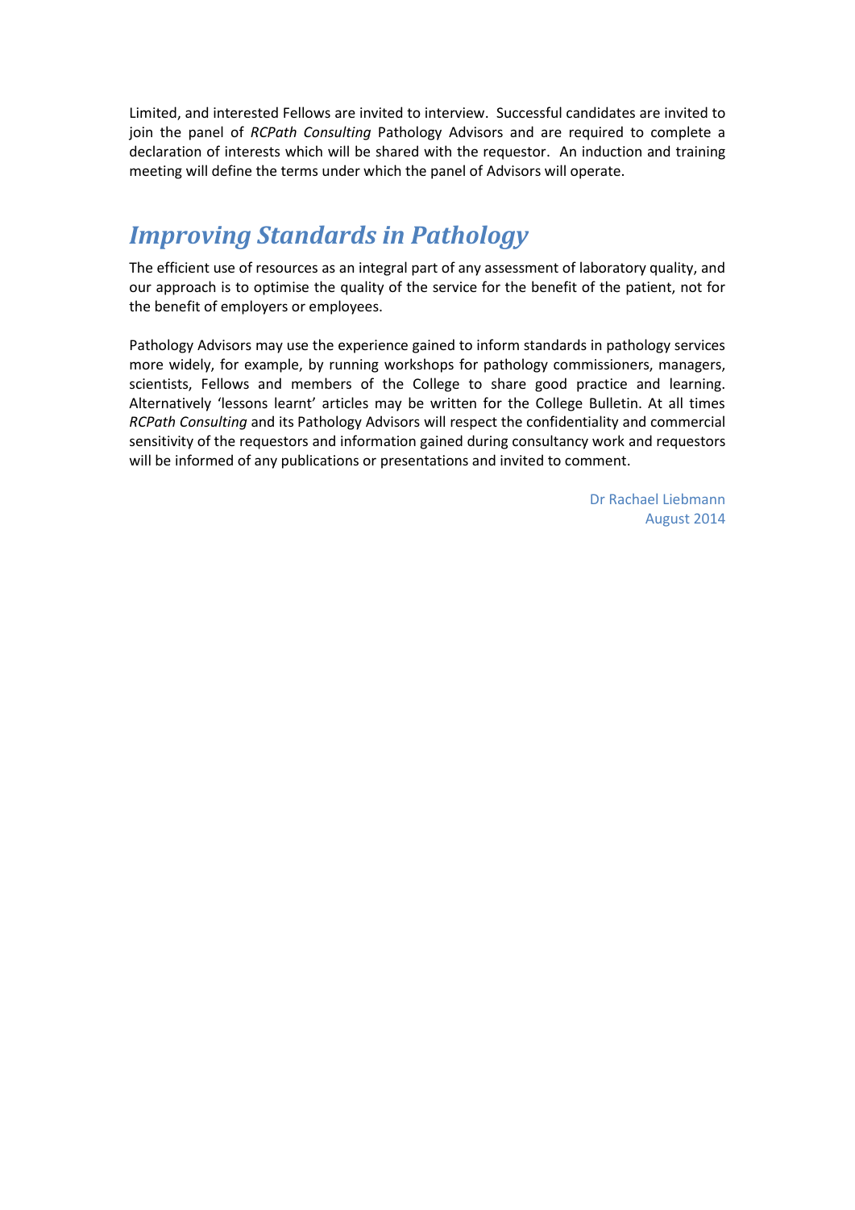Limited, and interested Fellows are invited to interview. Successful candidates are invited to join the panel of *RCPath Consulting* Pathology Advisors and are required to complete a declaration of interests which will be shared with the requestor. An induction and training meeting will define the terms under which the panel of Advisors will operate.

## *Improving Standards in Pathology*

The efficient use of resources as an integral part of any assessment of laboratory quality, and our approach is to optimise the quality of the service for the benefit of the patient, not for the benefit of employers or employees.

Pathology Advisors may use the experience gained to inform standards in pathology services more widely, for example, by running workshops for pathology commissioners, managers, scientists, Fellows and members of the College to share good practice and learning. Alternatively 'lessons learnt' articles may be written for the College Bulletin. At all times *RCPath Consulting* and its Pathology Advisors will respect the confidentiality and commercial sensitivity of the requestors and information gained during consultancy work and requestors will be informed of any publications or presentations and invited to comment.

Dr Rachael Liebmann
August 2014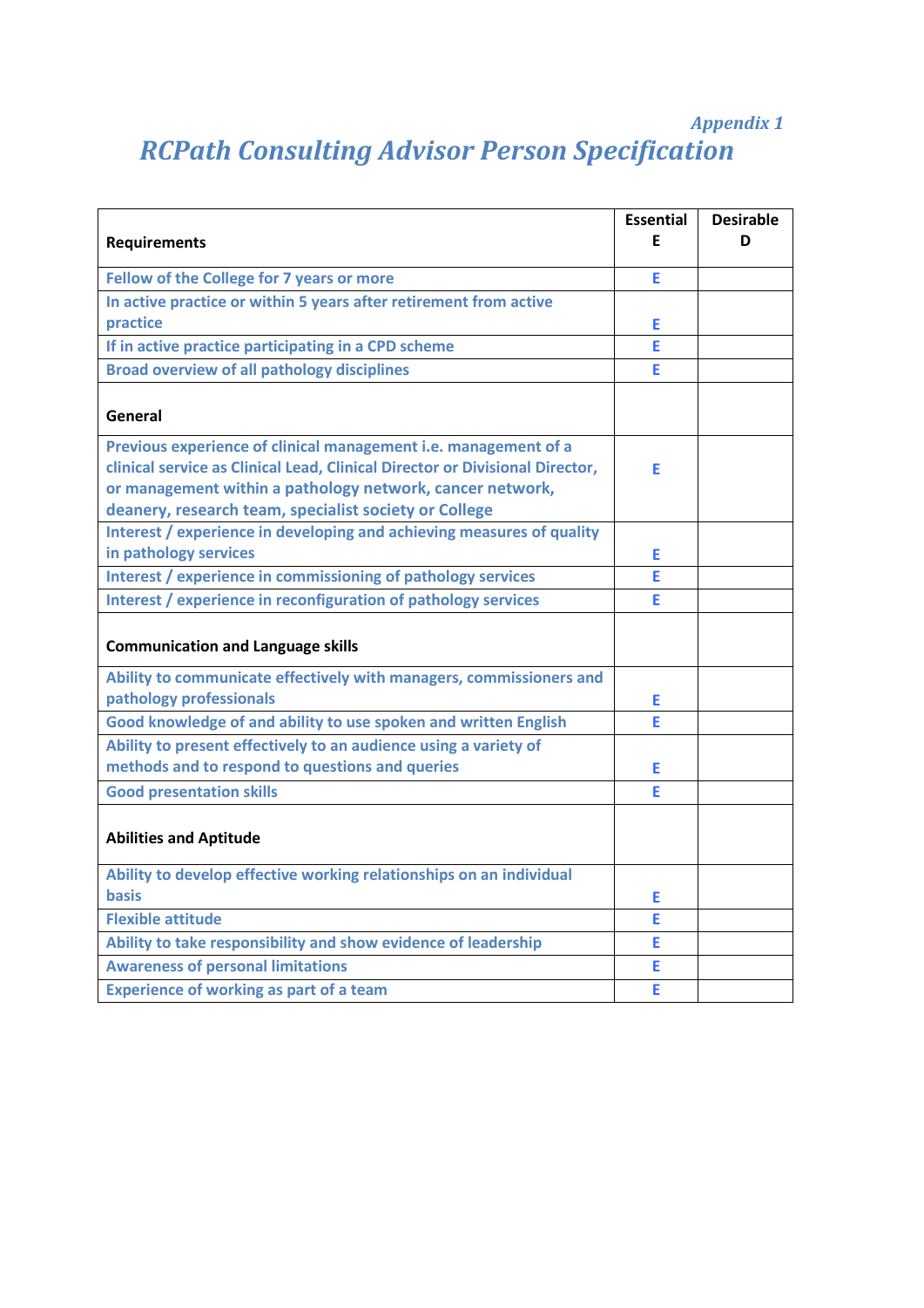*Appendix 1*

# *RCPath Consulting Advisor Person Specification*

| Requirements | Essential E | Desirable D |
|---|---|---|
| Fellow of the College for 7 years or more | E | |
| In active practice or within 5 years after retirement from active practice | E | |
| If in active practice participating in a CPD scheme | E | |
| Broad overview of all pathology disciplines | E | |
| **General** | | |
| Previous experience of clinical management i.e. management of a clinical service as Clinical Lead, Clinical Director or Divisional Director, or management within a pathology network, cancer network, deanery, research team, specialist society or College | E | |
| Interest / experience in developing and achieving measures of quality in pathology services | E | |
| Interest / experience in commissioning of pathology services | E | |
| Interest / experience in reconfiguration of pathology services | E | |
| **Communication and Language skills** | | |
| Ability to communicate effectively with managers, commissioners and pathology professionals | E | |
| Good knowledge of and ability to use spoken and written English | E | |
| Ability to present effectively to an audience using a variety of methods and to respond to questions and queries | E | |
| Good presentation skills | E | |
| **Abilities and Aptitude** | | |
| Ability to develop effective working relationships on an individual basis | E | |
| Flexible attitude | E | |
| Ability to take responsibility and show evidence of leadership | E | |
| Awareness of personal limitations | E | |
| Experience of working as part of a team | E | |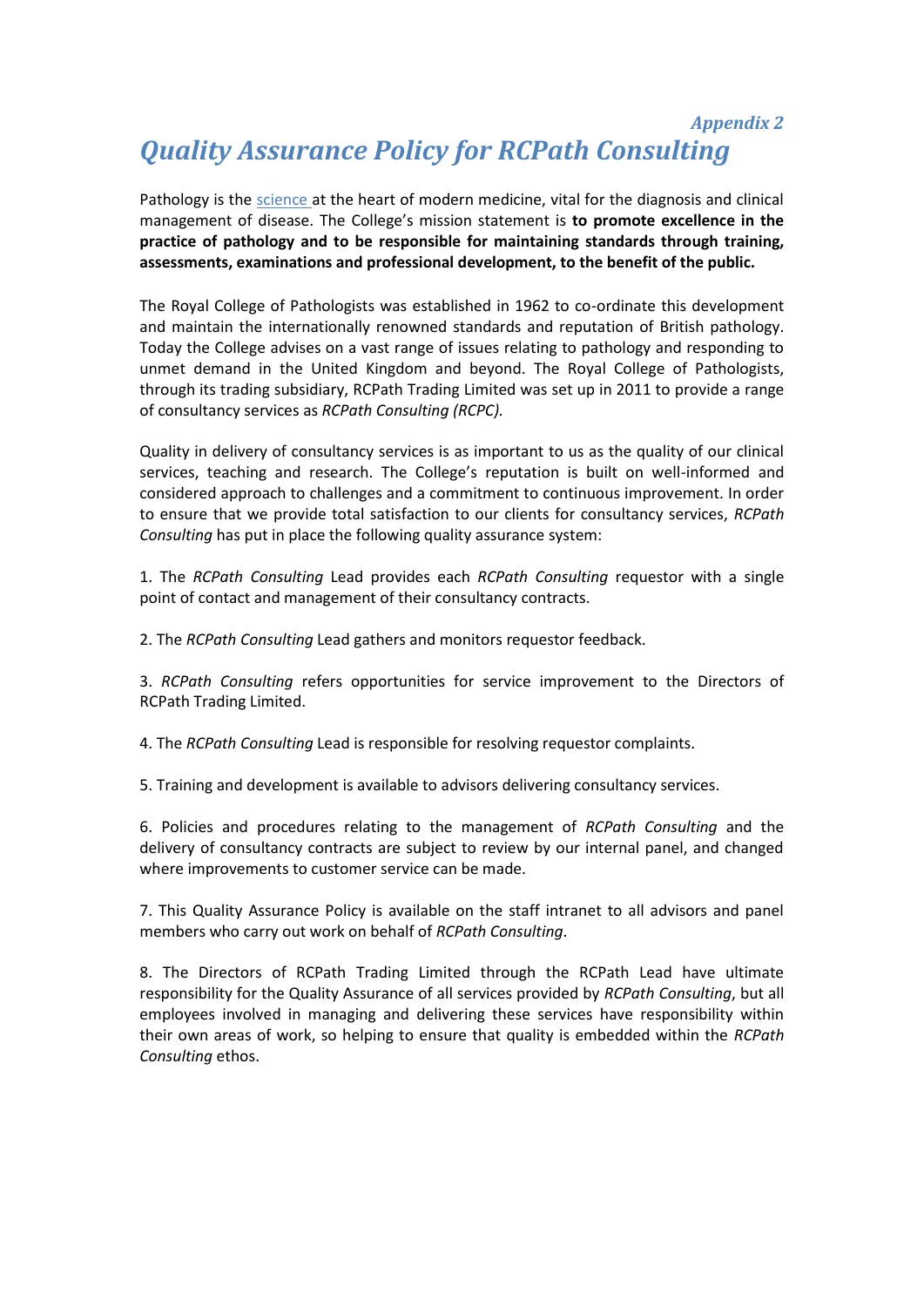*Appendix 2*

# *Quality Assurance Policy for RCPath Consulting*

Pathology is the science at the heart of modern medicine, vital for the diagnosis and clinical management of disease. The College's mission statement is **to promote excellence in the practice of pathology and to be responsible for maintaining standards through training, assessments, examinations and professional development, to the benefit of the public.**

The Royal College of Pathologists was established in 1962 to co-ordinate this development and maintain the internationally renowned standards and reputation of British pathology. Today the College advises on a vast range of issues relating to pathology and responding to unmet demand in the United Kingdom and beyond. The Royal College of Pathologists, through its trading subsidiary, RCPath Trading Limited was set up in 2011 to provide a range of consultancy services as *RCPath Consulting (RCPC).*

Quality in delivery of consultancy services is as important to us as the quality of our clinical services, teaching and research. The College's reputation is built on well-informed and considered approach to challenges and a commitment to continuous improvement. In order to ensure that we provide total satisfaction to our clients for consultancy services, *RCPath Consulting* has put in place the following quality assurance system:

1. The *RCPath Consulting* Lead provides each *RCPath Consulting* requestor with a single point of contact and management of their consultancy contracts.

2. The *RCPath Consulting* Lead gathers and monitors requestor feedback.

3. *RCPath Consulting* refers opportunities for service improvement to the Directors of RCPath Trading Limited.

4. The *RCPath Consulting* Lead is responsible for resolving requestor complaints.

5. Training and development is available to advisors delivering consultancy services.

6. Policies and procedures relating to the management of *RCPath Consulting* and the delivery of consultancy contracts are subject to review by our internal panel, and changed where improvements to customer service can be made.

7. This Quality Assurance Policy is available on the staff intranet to all advisors and panel members who carry out work on behalf of *RCPath Consulting*.

8. The Directors of RCPath Trading Limited through the RCPath Lead have ultimate responsibility for the Quality Assurance of all services provided by *RCPath Consulting*, but all employees involved in managing and delivering these services have responsibility within their own areas of work, so helping to ensure that quality is embedded within the *RCPath Consulting* ethos.